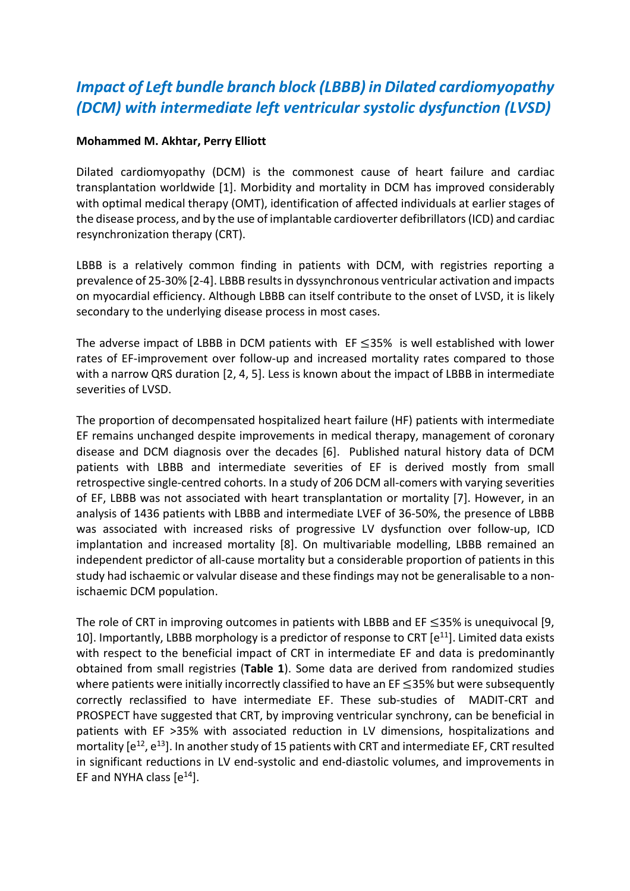# *Impact of Left bundle branch block (LBBB) in Dilated cardiomyopathy (DCM) with intermediate left ventricular systolic dysfunction (LVSD)*

**Mohammed M. Akhtar, Perry Elliott**

Dilated cardiomyopathy (DCM) is the commonest cause of heart failure and cardiac transplantation worldwide [1]. Morbidity and mortality in DCM has improved considerably with optimal medical therapy (OMT), identification of affected individuals at earlier stages of the disease process, and by the use of implantable cardioverter defibrillators (ICD) and cardiac resynchronization therapy (CRT).

LBBB is a relatively common finding in patients with DCM, with registries reporting a prevalence of 25-30% [2-4]. LBBB results in dyssynchronous ventricular activation and impacts on myocardial efficiency. Although LBBB can itself contribute to the onset of LVSD, it is likely secondary to the underlying disease process in most cases.

The adverse impact of LBBB in DCM patients with EF $\leq$35% is well established with lower rates of EF-improvement over follow-up and increased mortality rates compared to those with a narrow QRS duration [2, 4, 5]. Less is known about the impact of LBBB in intermediate severities of LVSD.

The proportion of decompensated hospitalized heart failure (HF) patients with intermediate EF remains unchanged despite improvements in medical therapy, management of coronary disease and DCM diagnosis over the decades [6]. Published natural history data of DCM patients with LBBB and intermediate severities of EF is derived mostly from small retrospective single-centred cohorts. In a study of 206 DCM all-comers with varying severities of EF, LBBB was not associated with heart transplantation or mortality [7]. However, in an analysis of 1436 patients with LBBB and intermediate LVEF of 36-50%, the presence of LBBB was associated with increased risks of progressive LV dysfunction over follow-up, ICD implantation and increased mortality [8]. On multivariable modelling, LBBB remained an independent predictor of all-cause mortality but a considerable proportion of patients in this study had ischaemic or valvular disease and these findings may not be generalisable to a non-ischaemic DCM population.

The role of CRT in improving outcomes in patients with LBBB and EF $\leq$35% is unequivocal [9, 10]. Importantly, LBBB morphology is a predictor of response to CRT [e11]. Limited data exists with respect to the beneficial impact of CRT in intermediate EF and data is predominantly obtained from small registries (**Table 1**). Some data are derived from randomized studies where patients were initially incorrectly classified to have an EF $\leq$35% but were subsequently correctly reclassified to have intermediate EF. These sub-studies of MADIT-CRT and PROSPECT have suggested that CRT, by improving ventricular synchrony, can be beneficial in patients with EF >35% with associated reduction in LV dimensions, hospitalizations and mortality [e12, e13]. In another study of 15 patients with CRT and intermediate EF, CRT resulted in significant reductions in LV end-systolic and end-diastolic volumes, and improvements in EF and NYHA class [e14].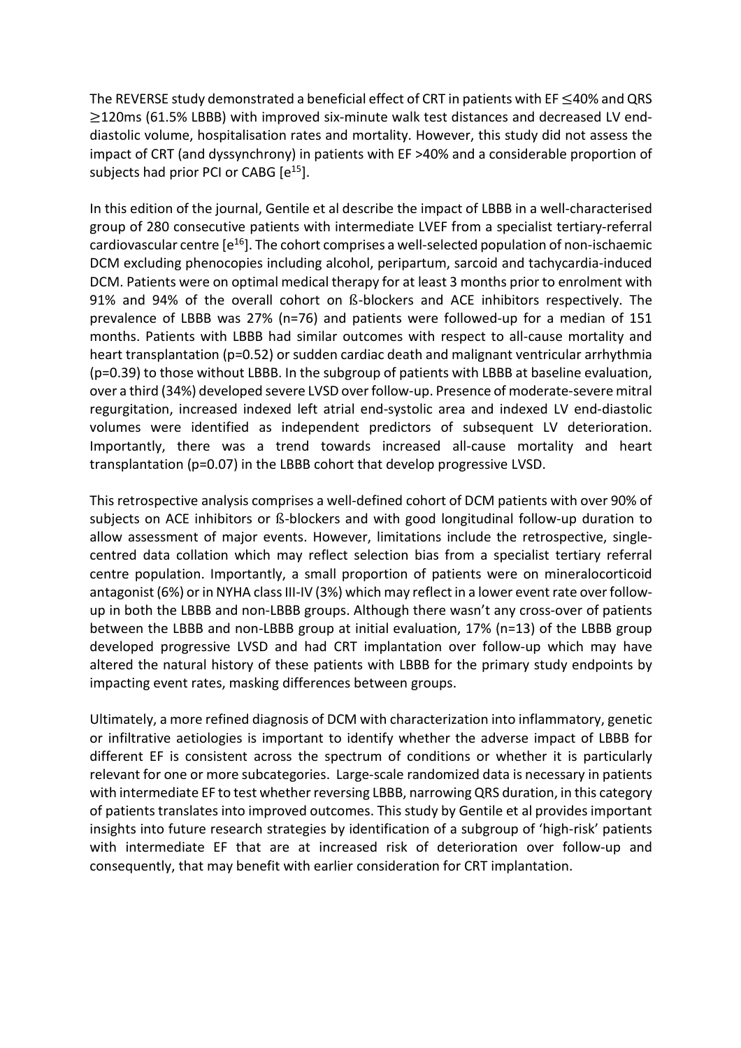The REVERSE study demonstrated a beneficial effect of CRT in patients with EF ≤40% and QRS ≥120ms (61.5% LBBB) with improved six-minute walk test distances and decreased LV end-diastolic volume, hospitalisation rates and mortality. However, this study did not assess the impact of CRT (and dyssynchrony) in patients with EF >40% and a considerable proportion of subjects had prior PCI or CABG [e15].

In this edition of the journal, Gentile et al describe the impact of LBBB in a well-characterised group of 280 consecutive patients with intermediate LVEF from a specialist tertiary-referral cardiovascular centre [e16]. The cohort comprises a well-selected population of non-ischaemic DCM excluding phenocopies including alcohol, peripartum, sarcoid and tachycardia-induced DCM. Patients were on optimal medical therapy for at least 3 months prior to enrolment with 91% and 94% of the overall cohort on ß-blockers and ACE inhibitors respectively. The prevalence of LBBB was 27% (n=76) and patients were followed-up for a median of 151 months. Patients with LBBB had similar outcomes with respect to all-cause mortality and heart transplantation (p=0.52) or sudden cardiac death and malignant ventricular arrhythmia (p=0.39) to those without LBBB. In the subgroup of patients with LBBB at baseline evaluation, over a third (34%) developed severe LVSD over follow-up. Presence of moderate-severe mitral regurgitation, increased indexed left atrial end-systolic area and indexed LV end-diastolic volumes were identified as independent predictors of subsequent LV deterioration. Importantly, there was a trend towards increased all-cause mortality and heart transplantation (p=0.07) in the LBBB cohort that develop progressive LVSD.

This retrospective analysis comprises a well-defined cohort of DCM patients with over 90% of subjects on ACE inhibitors or ß-blockers and with good longitudinal follow-up duration to allow assessment of major events. However, limitations include the retrospective, single-centred data collation which may reflect selection bias from a specialist tertiary referral centre population. Importantly, a small proportion of patients were on mineralocorticoid antagonist (6%) or in NYHA class III-IV (3%) which may reflect in a lower event rate over follow-up in both the LBBB and non-LBBB groups. Although there wasn't any cross-over of patients between the LBBB and non-LBBB group at initial evaluation, 17% (n=13) of the LBBB group developed progressive LVSD and had CRT implantation over follow-up which may have altered the natural history of these patients with LBBB for the primary study endpoints by impacting event rates, masking differences between groups.

Ultimately, a more refined diagnosis of DCM with characterization into inflammatory, genetic or infiltrative aetiologies is important to identify whether the adverse impact of LBBB for different EF is consistent across the spectrum of conditions or whether it is particularly relevant for one or more subcategories. Large-scale randomized data is necessary in patients with intermediate EF to test whether reversing LBBB, narrowing QRS duration, in this category of patients translates into improved outcomes. This study by Gentile et al provides important insights into future research strategies by identification of a subgroup of 'high-risk' patients with intermediate EF that are at increased risk of deterioration over follow-up and consequently, that may benefit with earlier consideration for CRT implantation.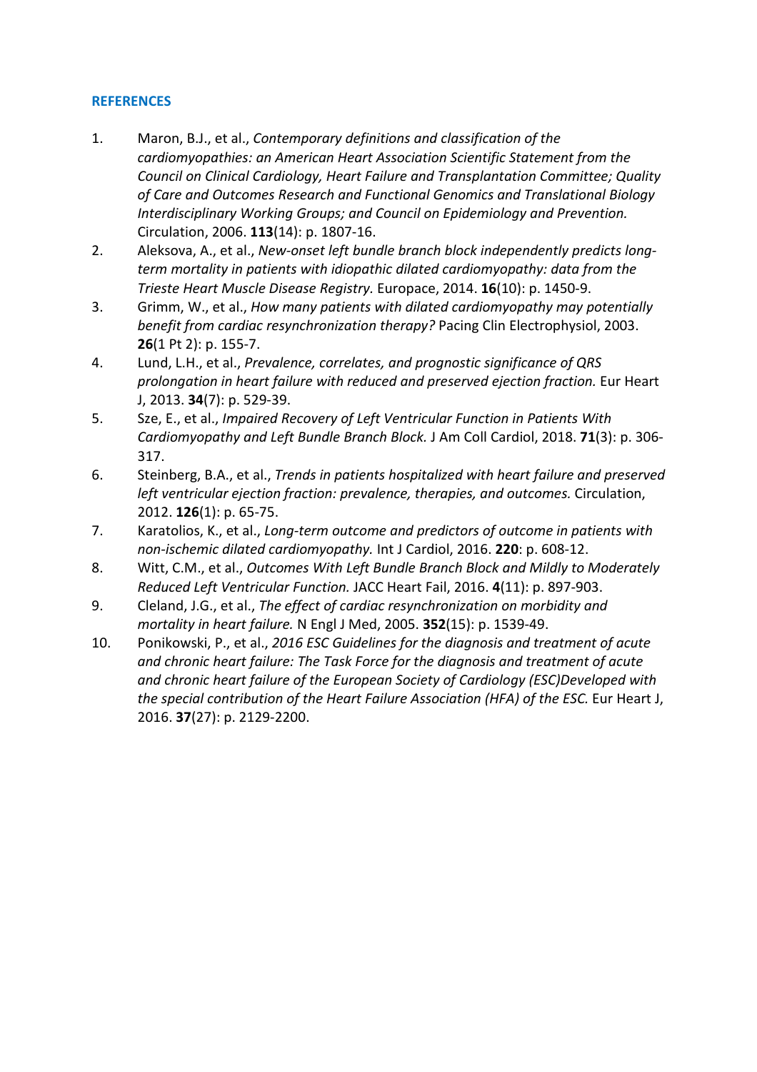## REFERENCES

1. Maron, B.J., et al., *Contemporary definitions and classification of the cardiomyopathies: an American Heart Association Scientific Statement from the Council on Clinical Cardiology, Heart Failure and Transplantation Committee; Quality of Care and Outcomes Research and Functional Genomics and Translational Biology Interdisciplinary Working Groups; and Council on Epidemiology and Prevention.* Circulation, 2006. **113**(14): p. 1807-16.
2. Aleksova, A., et al., *New-onset left bundle branch block independently predicts long-term mortality in patients with idiopathic dilated cardiomyopathy: data from the Trieste Heart Muscle Disease Registry.* Europace, 2014. **16**(10): p. 1450-9.
3. Grimm, W., et al., *How many patients with dilated cardiomyopathy may potentially benefit from cardiac resynchronization therapy?* Pacing Clin Electrophysiol, 2003. **26**(1 Pt 2): p. 155-7.
4. Lund, L.H., et al., *Prevalence, correlates, and prognostic significance of QRS prolongation in heart failure with reduced and preserved ejection fraction.* Eur Heart J, 2013. **34**(7): p. 529-39.
5. Sze, E., et al., *Impaired Recovery of Left Ventricular Function in Patients With Cardiomyopathy and Left Bundle Branch Block.* J Am Coll Cardiol, 2018. **71**(3): p. 306-317.
6. Steinberg, B.A., et al., *Trends in patients hospitalized with heart failure and preserved left ventricular ejection fraction: prevalence, therapies, and outcomes.* Circulation, 2012. **126**(1): p. 65-75.
7. Karatolios, K., et al., *Long-term outcome and predictors of outcome in patients with non-ischemic dilated cardiomyopathy.* Int J Cardiol, 2016. **220**: p. 608-12.
8. Witt, C.M., et al., *Outcomes With Left Bundle Branch Block and Mildly to Moderately Reduced Left Ventricular Function.* JACC Heart Fail, 2016. **4**(11): p. 897-903.
9. Cleland, J.G., et al., *The effect of cardiac resynchronization on morbidity and mortality in heart failure.* N Engl J Med, 2005. **352**(15): p. 1539-49.
10. Ponikowski, P., et al., *2016 ESC Guidelines for the diagnosis and treatment of acute and chronic heart failure: The Task Force for the diagnosis and treatment of acute and chronic heart failure of the European Society of Cardiology (ESC)Developed with the special contribution of the Heart Failure Association (HFA) of the ESC.* Eur Heart J, 2016. **37**(27): p. 2129-2200.